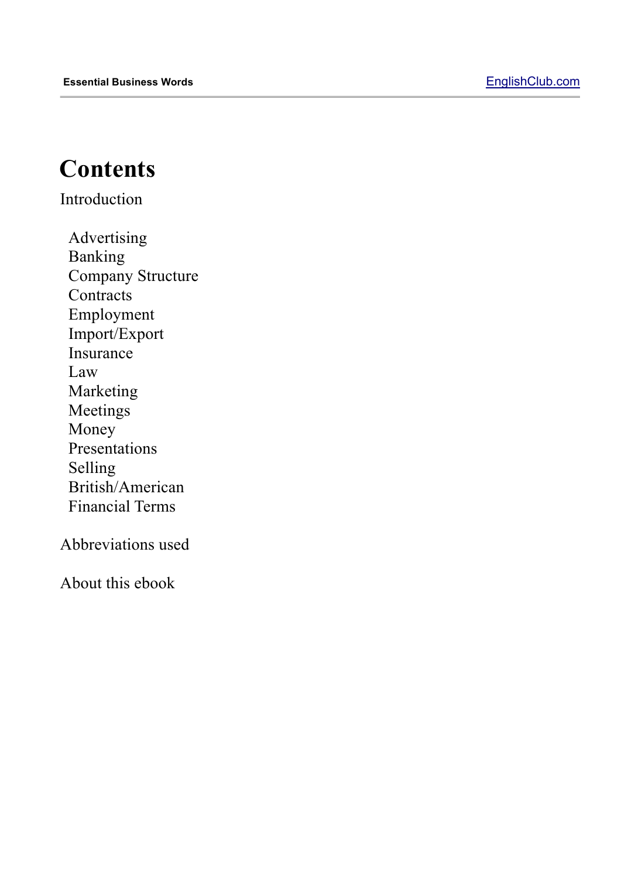# Contents

Introduction

- Advertising
- Banking
- Company Structure
- Contracts
- Employment
- Import/Export
- Insurance
- Law
- Marketing
- Meetings
- Money
- Presentations
- Selling
- British/American
- Financial Terms

Abbreviations used

About this ebook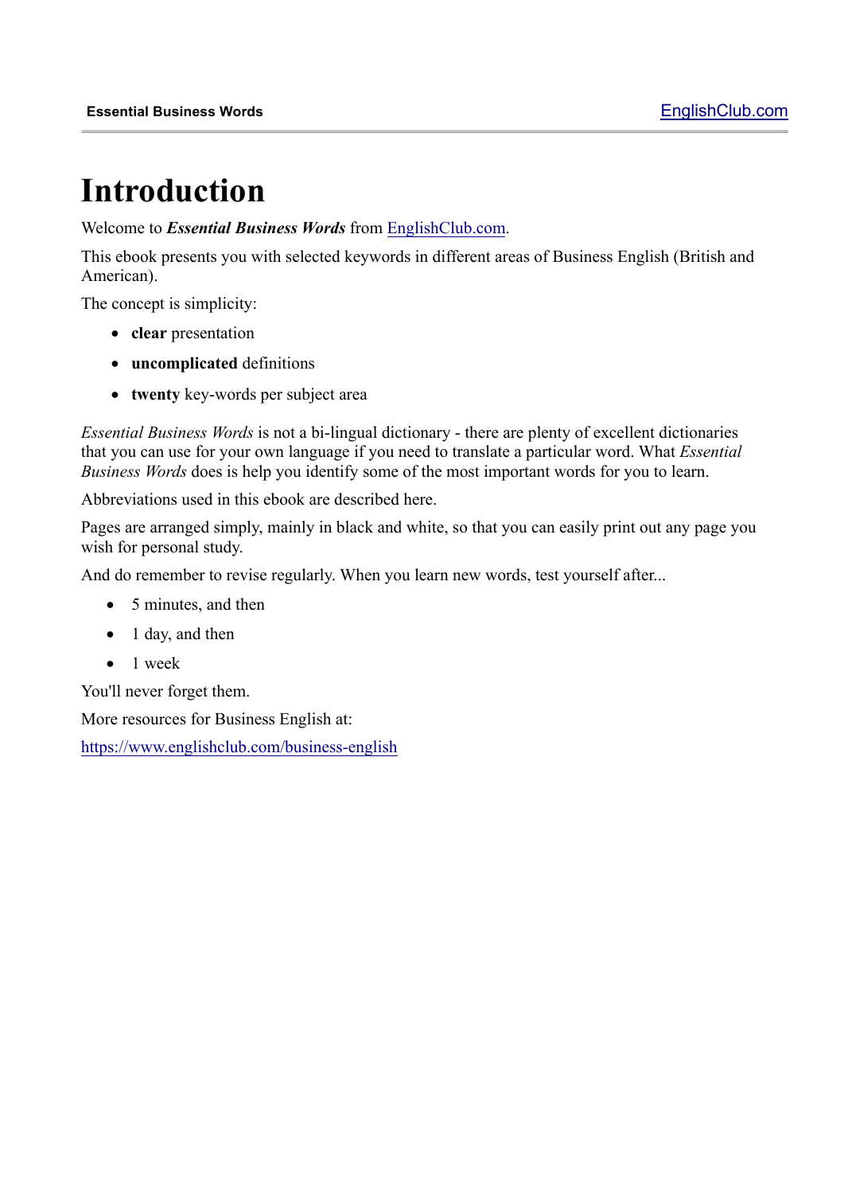# Introduction

Welcome to ***Essential Business Words*** from EnglishClub.com.

This ebook presents you with selected keywords in different areas of Business English (British and American).

The concept is simplicity:

- **clear** presentation
- **uncomplicated** definitions
- **twenty** key-words per subject area

*Essential Business Words* is not a bi-lingual dictionary - there are plenty of excellent dictionaries that you can use for your own language if you need to translate a particular word. What *Essential Business Words* does is help you identify some of the most important words for you to learn.

Abbreviations used in this ebook are described here.

Pages are arranged simply, mainly in black and white, so that you can easily print out any page you wish for personal study.

And do remember to revise regularly. When you learn new words, test yourself after...

- 5 minutes, and then
- 1 day, and then
- 1 week

You'll never forget them.

More resources for Business English at:

https://www.englishclub.com/business-english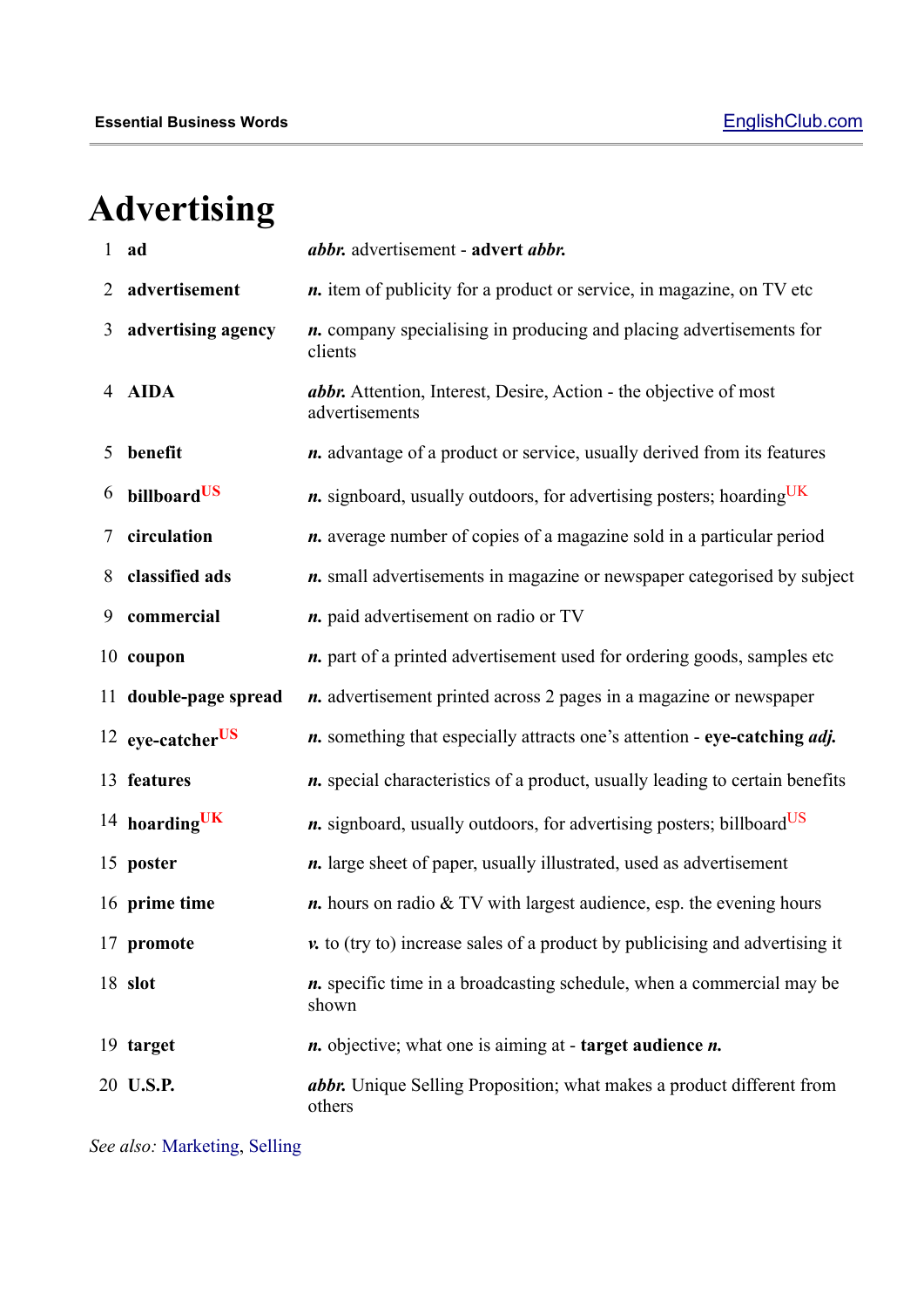# Advertising

| | | |
|---|---|---|
| 1 | **ad** | ***abbr.*** advertisement - **advert** ***abbr.*** |
| 2 | **advertisement** | ***n.*** item of publicity for a product or service, in magazine, on TV etc |
| 3 | **advertising agency** | ***n.*** company specialising in producing and placing advertisements for clients |
| 4 | **AIDA** | ***abbr.*** Attention, Interest, Desire, Action - the objective of most advertisements |
| 5 | **benefit** | ***n.*** advantage of a product or service, usually derived from its features |
| 6 | **billboard**US | ***n.*** signboard, usually outdoors, for advertising posters; hoardingUK |
| 7 | **circulation** | ***n.*** average number of copies of a magazine sold in a particular period |
| 8 | **classified ads** | ***n.*** small advertisements in magazine or newspaper categorised by subject |
| 9 | **commercial** | ***n.*** paid advertisement on radio or TV |
| 10 | **coupon** | ***n.*** part of a printed advertisement used for ordering goods, samples etc |
| 11 | **double-page spread** | ***n.*** advertisement printed across 2 pages in a magazine or newspaper |
| 12 | **eye-catcher**US | ***n.*** something that especially attracts one's attention - **eye-catching** ***adj.*** |
| 13 | **features** | ***n.*** special characteristics of a product, usually leading to certain benefits |
| 14 | **hoarding**UK | ***n.*** signboard, usually outdoors, for advertising posters; billboardUS |
| 15 | **poster** | ***n.*** large sheet of paper, usually illustrated, used as advertisement |
| 16 | **prime time** | ***n.*** hours on radio & TV with largest audience, esp. the evening hours |
| 17 | **promote** | ***v.*** to (try to) increase sales of a product by publicising and advertising it |
| 18 | **slot** | ***n.*** specific time in a broadcasting schedule, when a commercial may be shown |
| 19 | **target** | ***n.*** objective; what one is aiming at - **target audience** ***n.*** |
| 20 | **U.S.P.** | ***abbr.*** Unique Selling Proposition; what makes a product different from others |

*See also:* Marketing, Selling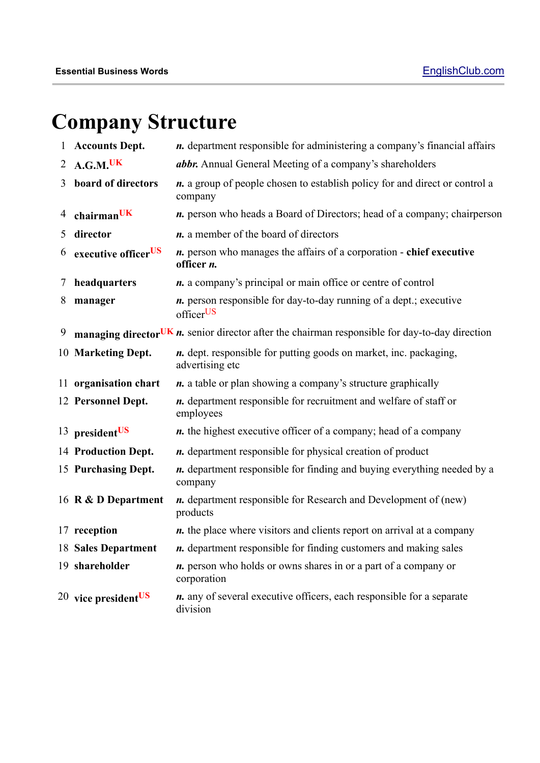# Company Structure

| | | |
|---|---|---|
| 1 | **Accounts Dept.** | ***n.*** department responsible for administering a company's financial affairs |
| 2 | **A.G.M.**[UK] | ***abbr.*** Annual General Meeting of a company's shareholders |
| 3 | **board of directors** | ***n.*** a group of people chosen to establish policy for and direct or control a company |
| 4 | **chairman**[UK] | ***n.*** person who heads a Board of Directors; head of a company; chairperson |
| 5 | **director** | ***n.*** a member of the board of directors |
| 6 | **executive officer**[US] | ***n.*** person who manages the affairs of a corporation - **chief executive officer *n.*** |
| 7 | **headquarters** | ***n.*** a company's principal or main office or centre of control |
| 8 | **manager** | ***n.*** person responsible for day-to-day running of a dept.; executive officer[US] |
| 9 | **managing director**[UK] | ***n.*** senior director after the chairman responsible for day-to-day direction |
| 10 | **Marketing Dept.** | ***n.*** dept. responsible for putting goods on market, inc. packaging, advertising etc |
| 11 | **organisation chart** | ***n.*** a table or plan showing a company's structure graphically |
| 12 | **Personnel Dept.** | ***n.*** department responsible for recruitment and welfare of staff or employees |
| 13 | **president**[US] | ***n.*** the highest executive officer of a company; head of a company |
| 14 | **Production Dept.** | ***n.*** department responsible for physical creation of product |
| 15 | **Purchasing Dept.** | ***n.*** department responsible for finding and buying everything needed by a company |
| 16 | **R & D Department** | ***n.*** department responsible for Research and Development of (new) products |
| 17 | **reception** | ***n.*** the place where visitors and clients report on arrival at a company |
| 18 | **Sales Department** | ***n.*** department responsible for finding customers and making sales |
| 19 | **shareholder** | ***n.*** person who holds or owns shares in or a part of a company or corporation |
| 20 | **vice president**[US] | ***n.*** any of several executive officers, each responsible for a separate division |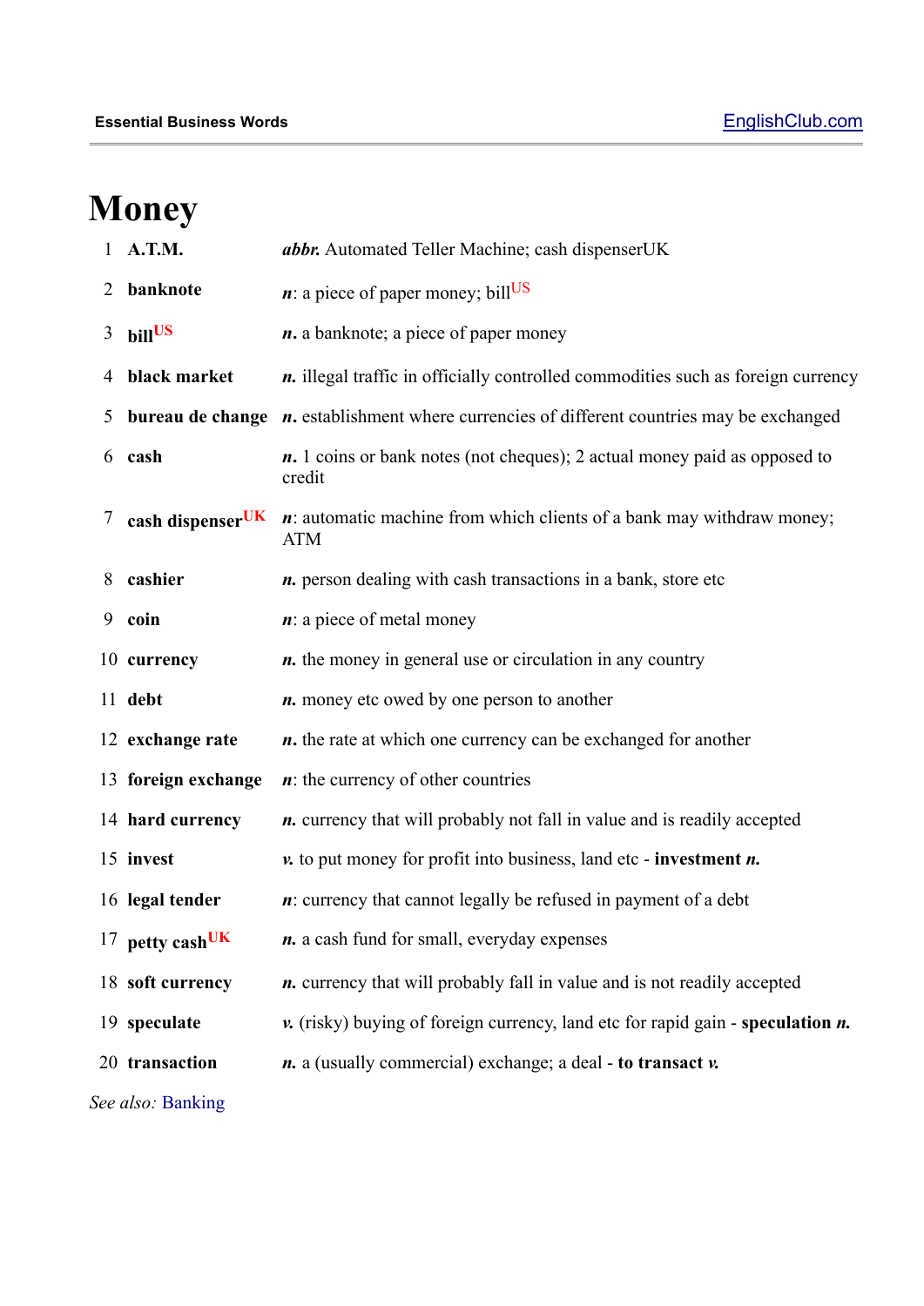# Money

| | | |
|---|---|---|
| 1 | **A.T.M.** | ***abbr.*** Automated Teller Machine; cash dispenserUK |
| 2 | **banknote** | ***n***: a piece of paper money; bill[US] |
| 3 | **bill**[US] | ***n.*** a banknote; a piece of paper money |
| 4 | **black market** | ***n.*** illegal traffic in officially controlled commodities such as foreign currency |
| 5 | **bureau de change** | ***n.*** establishment where currencies of different countries may be exchanged |
| 6 | **cash** | ***n.*** 1 coins or bank notes (not cheques); 2 actual money paid as opposed to credit |
| 7 | **cash dispenser**[UK] | ***n***: automatic machine from which clients of a bank may withdraw money; ATM |
| 8 | **cashier** | ***n.*** person dealing with cash transactions in a bank, store etc |
| 9 | **coin** | ***n***: a piece of metal money |
| 10 | **currency** | ***n.*** the money in general use or circulation in any country |
| 11 | **debt** | ***n.*** money etc owed by one person to another |
| 12 | **exchange rate** | ***n.*** the rate at which one currency can be exchanged for another |
| 13 | **foreign exchange** | ***n***: the currency of other countries |
| 14 | **hard currency** | ***n.*** currency that will probably not fall in value and is readily accepted |
| 15 | **invest** | ***v.*** to put money for profit into business, land etc - **investment *n.*** |
| 16 | **legal tender** | ***n***: currency that cannot legally be refused in payment of a debt |
| 17 | **petty cash**[UK] | ***n.*** a cash fund for small, everyday expenses |
| 18 | **soft currency** | ***n.*** currency that will probably fall in value and is not readily accepted |
| 19 | **speculate** | ***v.*** (risky) buying of foreign currency, land etc for rapid gain - **speculation *n.*** |
| 20 | **transaction** | ***n.*** a (usually commercial) exchange; a deal - **to transact *v.*** |

*See also:* Banking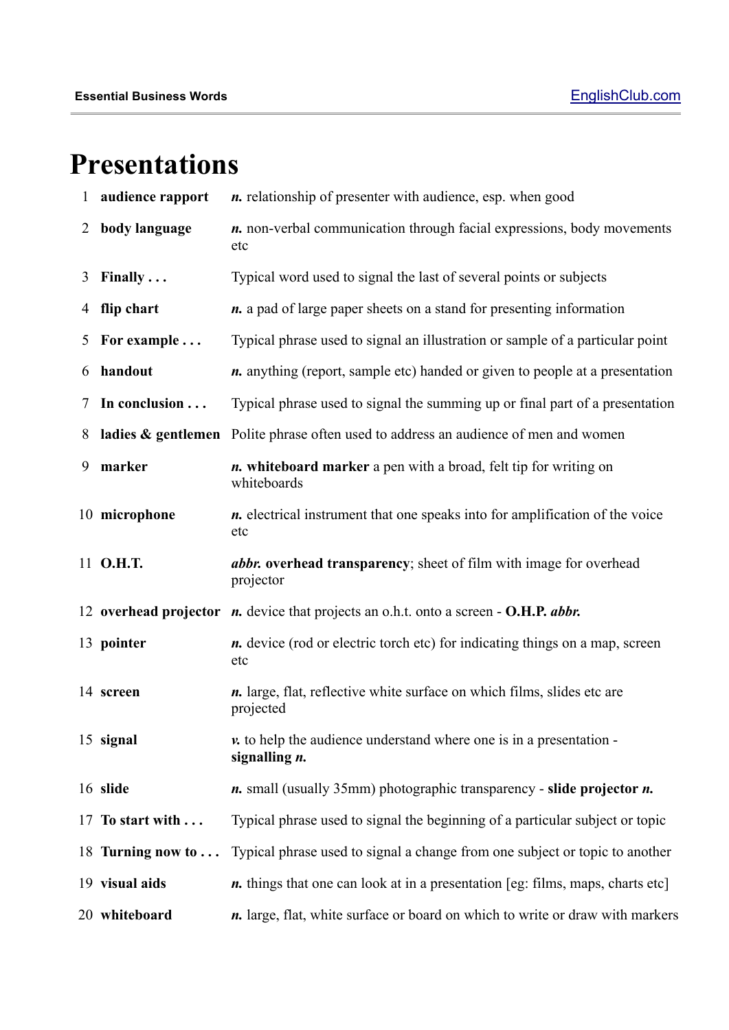# Presentations

| | | |
|---|---|---|
| 1 | **audience rapport** | ***n.*** relationship of presenter with audience, esp. when good |
| 2 | **body language** | ***n.*** non-verbal communication through facial expressions, body movements etc |
| 3 | **Finally . . .** | Typical word used to signal the last of several points or subjects |
| 4 | **flip chart** | ***n.*** a pad of large paper sheets on a stand for presenting information |
| 5 | **For example . . .** | Typical phrase used to signal an illustration or sample of a particular point |
| 6 | **handout** | ***n.*** anything (report, sample etc) handed or given to people at a presentation |
| 7 | **In conclusion . . .** | Typical phrase used to signal the summing up or final part of a presentation |
| 8 | **ladies & gentlemen** | Polite phrase often used to address an audience of men and women |
| 9 | **marker** | ***n.*** **whiteboard marker** a pen with a broad, felt tip for writing on whiteboards |
| 10 | **microphone** | ***n.*** electrical instrument that one speaks into for amplification of the voice etc |
| 11 | **O.H.T.** | ***abbr.*** **overhead transparency**; sheet of film with image for overhead projector |
| 12 | **overhead projector** | ***n.*** device that projects an o.h.t. onto a screen - **O.H.P.** ***abbr.*** |
| 13 | **pointer** | ***n.*** device (rod or electric torch etc) for indicating things on a map, screen etc |
| 14 | **screen** | ***n.*** large, flat, reflective white surface on which films, slides etc are projected |
| 15 | **signal** | ***v.*** to help the audience understand where one is in a presentation - **signalling** ***n.*** |
| 16 | **slide** | ***n.*** small (usually 35mm) photographic transparency - **slide projector** ***n.*** |
| 17 | **To start with . . .** | Typical phrase used to signal the beginning of a particular subject or topic |
| 18 | **Turning now to . . .** | Typical phrase used to signal a change from one subject or topic to another |
| 19 | **visual aids** | ***n.*** things that one can look at in a presentation [eg: films, maps, charts etc] |
| 20 | **whiteboard** | ***n.*** large, flat, white surface or board on which to write or draw with markers |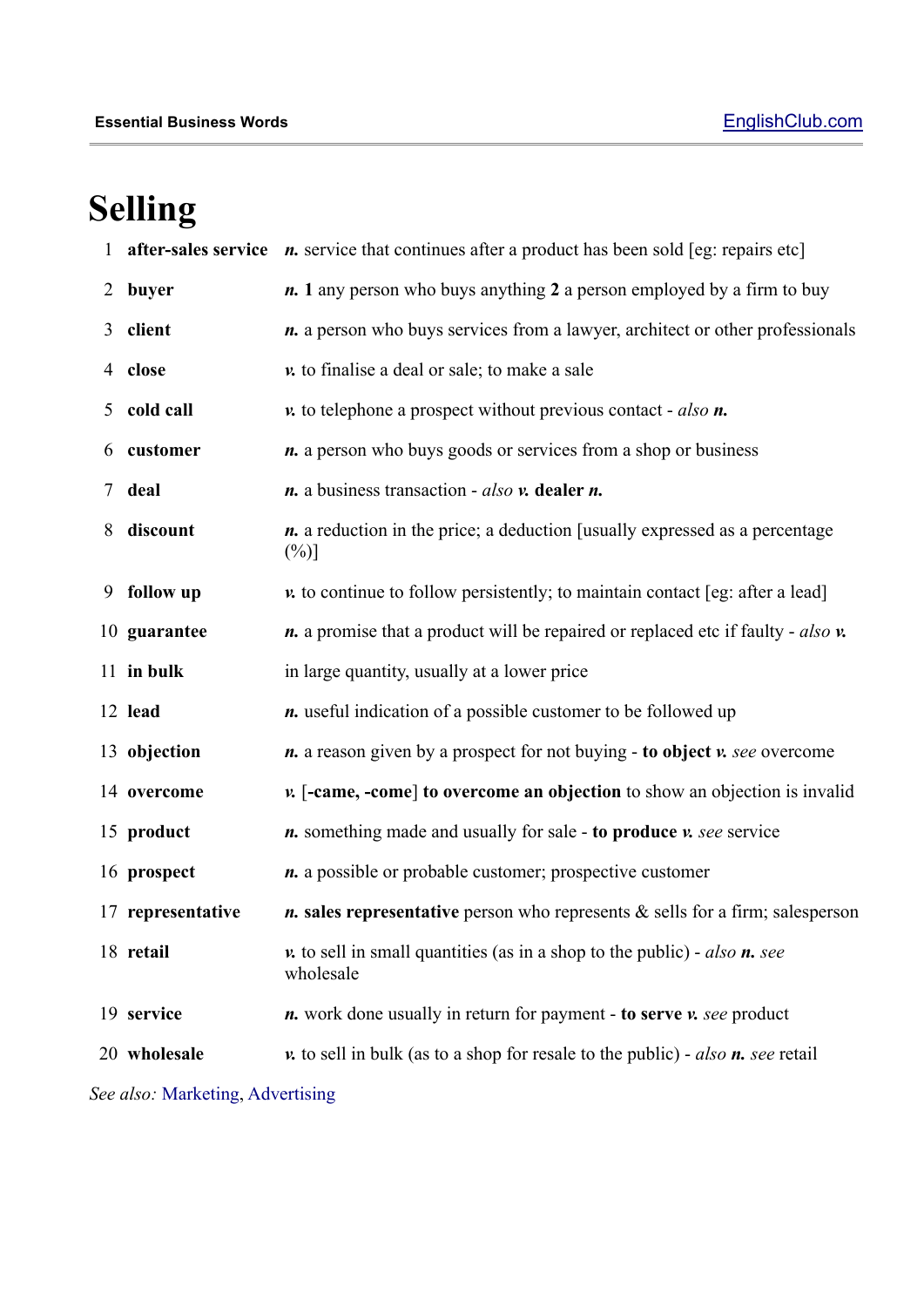# Selling

| | | |
|---|---|---|
| 1 | **after-sales service** | ***n.*** service that continues after a product has been sold [eg: repairs etc] |
| 2 | **buyer** | ***n.*** **1** any person who buys anything **2** a person employed by a firm to buy |
| 3 | **client** | ***n.*** a person who buys services from a lawyer, architect or other professionals |
| 4 | **close** | ***v.*** to finalise a deal or sale; to make a sale |
| 5 | **cold call** | ***v.*** to telephone a prospect without previous contact - *also* ***n.*** |
| 6 | **customer** | ***n.*** a person who buys goods or services from a shop or business |
| 7 | **deal** | ***n.*** a business transaction - *also* ***v.*** **dealer** ***n.*** |
| 8 | **discount** | ***n.*** a reduction in the price; a deduction [usually expressed as a percentage (%)] |
| 9 | **follow up** | ***v.*** to continue to follow persistently; to maintain contact [eg: after a lead] |
| 10 | **guarantee** | ***n.*** a promise that a product will be repaired or replaced etc if faulty - *also* ***v.*** |
| 11 | **in bulk** | in large quantity, usually at a lower price |
| 12 | **lead** | ***n.*** useful indication of a possible customer to be followed up |
| 13 | **objection** | ***n.*** a reason given by a prospect for not buying - **to object** ***v.*** *see* overcome |
| 14 | **overcome** | ***v.*** [**-came, -come**] **to overcome an objection** to show an objection is invalid |
| 15 | **product** | ***n.*** something made and usually for sale - **to produce** ***v.*** *see* service |
| 16 | **prospect** | ***n.*** a possible or probable customer; prospective customer |
| 17 | **representative** | ***n.*** **sales representative** person who represents & sells for a firm; salesperson |
| 18 | **retail** | ***v.*** to sell in small quantities (as in a shop to the public) - *also* ***n.*** *see* wholesale |
| 19 | **service** | ***n.*** work done usually in return for payment - **to serve** ***v.*** *see* product |
| 20 | **wholesale** | ***v.*** to sell in bulk (as to a shop for resale to the public) - *also* ***n.*** *see* retail |

*See also:* Marketing, Advertising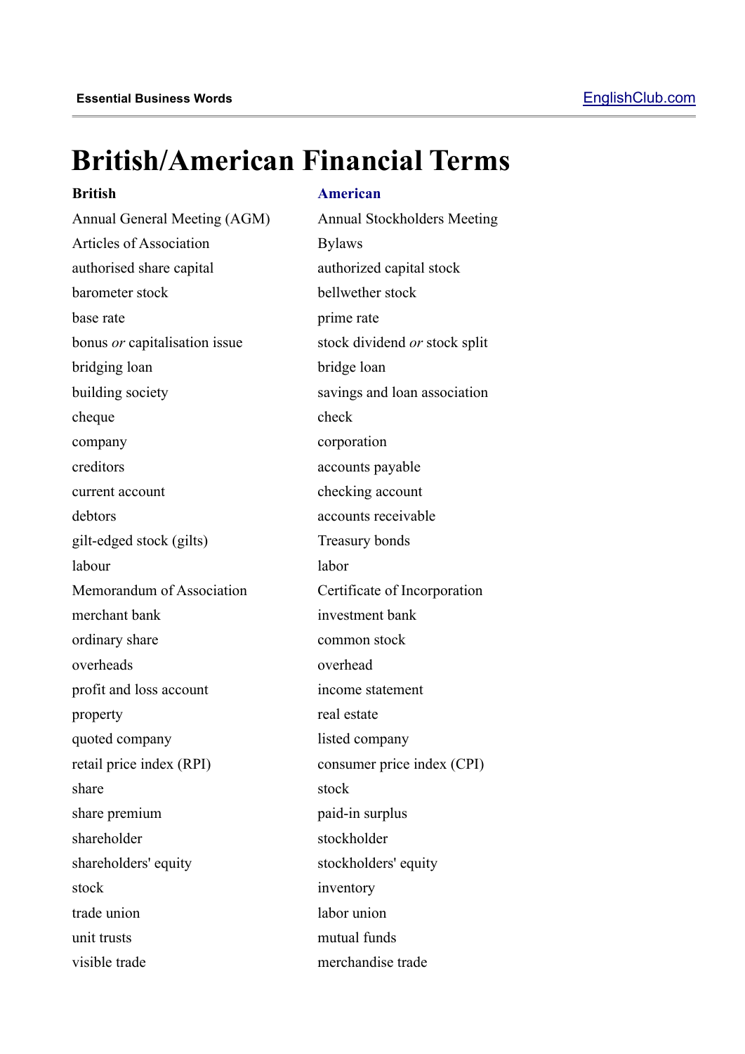# British/American Financial Terms

| British | American |
|---|---|
| Annual General Meeting (AGM) | Annual Stockholders Meeting |
| Articles of Association | Bylaws |
| authorised share capital | authorized capital stock |
| barometer stock | bellwether stock |
| base rate | prime rate |
| bonus *or* capitalisation issue | stock dividend *or* stock split |
| bridging loan | bridge loan |
| building society | savings and loan association |
| cheque | check |
| company | corporation |
| creditors | accounts payable |
| current account | checking account |
| debtors | accounts receivable |
| gilt-edged stock (gilts) | Treasury bonds |
| labour | labor |
| Memorandum of Association | Certificate of Incorporation |
| merchant bank | investment bank |
| ordinary share | common stock |
| overheads | overhead |
| profit and loss account | income statement |
| property | real estate |
| quoted company | listed company |
| retail price index (RPI) | consumer price index (CPI) |
| share | stock |
| share premium | paid-in surplus |
| shareholder | stockholder |
| shareholders' equity | stockholders' equity |
| stock | inventory |
| trade union | labor union |
| unit trusts | mutual funds |
| visible trade | merchandise trade |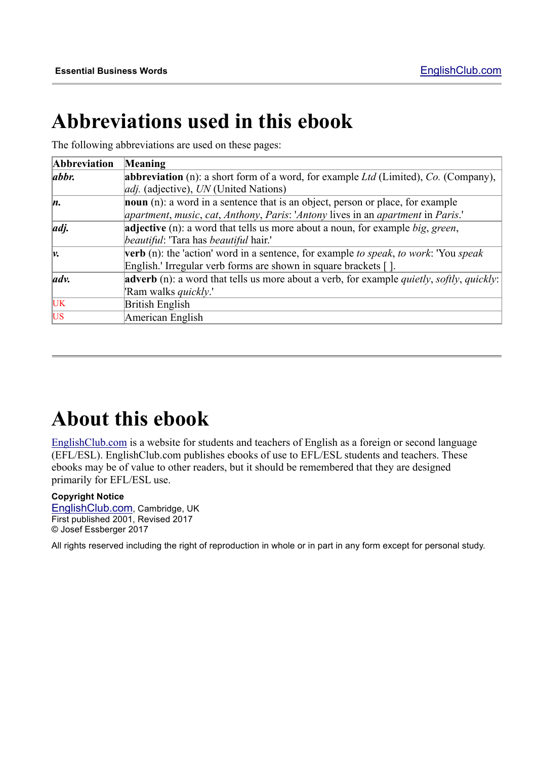# Abbreviations used in this ebook

The following abbreviations are used on these pages:

| Abbreviation | Meaning |
|---|---|
| ***abbr.*** | **abbreviation** (n): a short form of a word, for example *Ltd* (Limited), *Co.* (Company), *adj.* (adjective), *UN* (United Nations) |
| ***n.*** | **noun** (n): a word in a sentence that is an object, person or place, for example *apartment*, *music*, *cat*, *Anthony*, *Paris*: '*Antony* lives in an *apartment* in *Paris*.' |
| ***adj.*** | **adjective** (n): a word that tells us more about a noun, for example *big*, *green*, *beautiful*: 'Tara has *beautiful* hair.' |
| ***v.*** | **verb** (n): the 'action' word in a sentence, for example *to speak*, *to work*: 'You *speak* English.' Irregular verb forms are shown in square brackets [ ]. |
| ***adv.*** | **adverb** (n): a word that tells us more about a verb, for example *quietly*, *softly*, *quickly*: 'Ram walks *quickly*.' |
| UK | British English |
| US | American English |

# About this ebook

EnglishClub.com is a website for students and teachers of English as a foreign or second language (EFL/ESL). EnglishClub.com publishes ebooks of use to EFL/ESL students and teachers. These ebooks may be of value to other readers, but it should be remembered that they are designed primarily for EFL/ESL use.

**Copyright Notice**

EnglishClub.com, Cambridge, UK
First published 2001, Revised 2017
© Josef Essberger 2017

All rights reserved including the right of reproduction in whole or in part in any form except for personal study.